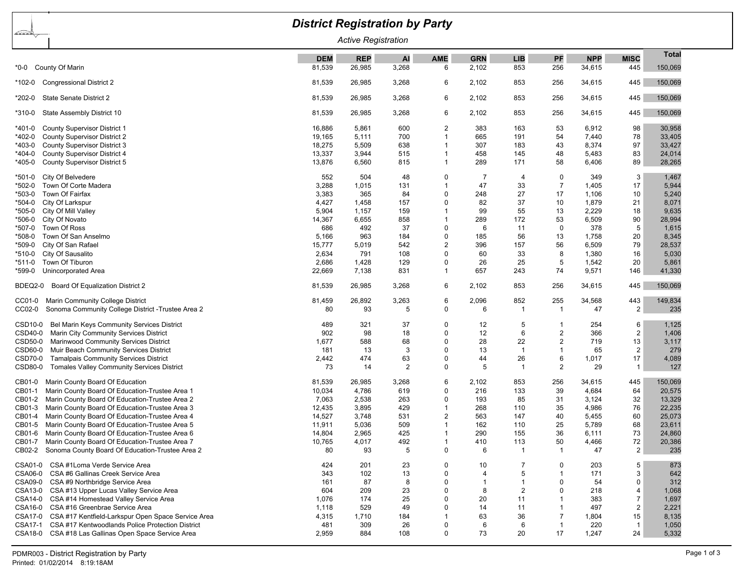# District Registration by Party

*Active Registration*

| Code | District | DEM | REP | AI | AME | GRN | LIB | PF | NPP | MISC | Total |
|---|---|---|---|---|---|---|---|---|---|---|---|
| *0-0 | County Of Marin | 81,539 | 26,985 | 3,268 | 6 | 2,102 | 853 | 256 | 34,615 | 445 | 150,069 |
| *102-0 | Congressional District 2 | 81,539 | 26,985 | 3,268 | 6 | 2,102 | 853 | 256 | 34,615 | 445 | 150,069 |
| *202-0 | State Senate District 2 | 81,539 | 26,985 | 3,268 | 6 | 2,102 | 853 | 256 | 34,615 | 445 | 150,069 |
| *310-0 | State Assembly District 10 | 81,539 | 26,985 | 3,268 | 6 | 2,102 | 853 | 256 | 34,615 | 445 | 150,069 |
| *401-0 | County Supervisor District 1 | 16,886 | 5,861 | 600 | 2 | 383 | 163 | 53 | 6,912 | 98 | 30,958 |
| *402-0 | County Supervisor District 2 | 19,165 | 5,111 | 700 | 1 | 665 | 191 | 54 | 7,440 | 78 | 33,405 |
| *403-0 | County Supervisor District 3 | 18,275 | 5,509 | 638 | 1 | 307 | 183 | 43 | 8,374 | 97 | 33,427 |
| *404-0 | County Supervisor District 4 | 13,337 | 3,944 | 515 | 1 | 458 | 145 | 48 | 5,483 | 83 | 24,014 |
| *405-0 | County Supervisor District 5 | 13,876 | 6,560 | 815 | 1 | 289 | 171 | 58 | 6,406 | 89 | 28,265 |
| *501-0 | City Of Belvedere | 552 | 504 | 48 | 0 | 7 | 4 | 0 | 349 | 3 | 1,467 |
| *502-0 | Town Of Corte Madera | 3,288 | 1,015 | 131 | 1 | 47 | 33 | 7 | 1,405 | 17 | 5,944 |
| *503-0 | Town Of Fairfax | 3,383 | 365 | 84 | 0 | 248 | 27 | 17 | 1,106 | 10 | 5,240 |
| *504-0 | City Of Larkspur | 4,427 | 1,458 | 157 | 0 | 82 | 37 | 10 | 1,879 | 21 | 8,071 |
| *505-0 | City Of Mill Valley | 5,904 | 1,157 | 159 | 1 | 99 | 55 | 13 | 2,229 | 18 | 9,635 |
| *506-0 | City Of Novato | 14,367 | 6,655 | 858 | 1 | 289 | 172 | 53 | 6,509 | 90 | 28,994 |
| *507-0 | Town Of Ross | 686 | 492 | 37 | 0 | 6 | 11 | 0 | 378 | 5 | 1,615 |
| *508-0 | Town Of San Anselmo | 5,166 | 963 | 184 | 0 | 185 | 56 | 13 | 1,758 | 20 | 8,345 |
| *509-0 | City Of San Rafael | 15,777 | 5,019 | 542 | 2 | 396 | 157 | 56 | 6,509 | 79 | 28,537 |
| *510-0 | City Of Sausalito | 2,634 | 791 | 108 | 0 | 60 | 33 | 8 | 1,380 | 16 | 5,030 |
| *511-0 | Town Of Tiburon | 2,686 | 1,428 | 129 | 0 | 26 | 25 | 5 | 1,542 | 20 | 5,861 |
| *599-0 | Unincorporated Area | 22,669 | 7,138 | 831 | 1 | 657 | 243 | 74 | 9,571 | 146 | 41,330 |
| BDEQ2-0 | Board Of Equalization District 2 | 81,539 | 26,985 | 3,268 | 6 | 2,102 | 853 | 256 | 34,615 | 445 | 150,069 |
| CC01-0 | Marin Community College District | 81,459 | 26,892 | 3,263 | 6 | 2,096 | 852 | 255 | 34,568 | 443 | 149,834 |
| CC02-0 | Sonoma Community College District -Trustee Area 2 | 80 | 93 | 5 | 0 | 6 | 1 | 1 | 47 | 2 | 235 |
| CSD10-0 | Bel Marin Keys Community Services District | 489 | 321 | 37 | 0 | 12 | 5 | 1 | 254 | 6 | 1,125 |
| CSD40-0 | Marin City Community Services District | 902 | 98 | 18 | 0 | 12 | 6 | 2 | 366 | 2 | 1,406 |
| CSD50-0 | Marinwood Community Services District | 1,677 | 588 | 68 | 0 | 28 | 22 | 2 | 719 | 13 | 3,117 |
| CSD60-0 | Muir Beach Community Services District | 181 | 13 | 3 | 0 | 13 | 1 | 1 | 65 | 2 | 279 |
| CSD70-0 | Tamalpais Community Services District | 2,442 | 474 | 63 | 0 | 44 | 26 | 6 | 1,017 | 17 | 4,089 |
| CSD80-0 | Tomales Valley Community Services District | 73 | 14 | 2 | 0 | 5 | 1 | 2 | 29 | 1 | 127 |
| CB01-0 | Marin County Board Of Education | 81,539 | 26,985 | 3,268 | 6 | 2,102 | 853 | 256 | 34,615 | 445 | 150,069 |
| CB01-1 | Marin County Board Of Education-Trustee Area 1 | 10,034 | 4,786 | 619 | 0 | 216 | 133 | 39 | 4,684 | 64 | 20,575 |
| CB01-2 | Marin County Board Of Education-Trustee Area 2 | 7,063 | 2,538 | 263 | 0 | 193 | 85 | 31 | 3,124 | 32 | 13,329 |
| CB01-3 | Marin County Board Of Education-Trustee Area 3 | 12,435 | 3,895 | 429 | 1 | 268 | 110 | 35 | 4,986 | 76 | 22,235 |
| CB01-4 | Marin County Board Of Education-Trustee Area 4 | 14,527 | 3,748 | 531 | 2 | 563 | 147 | 40 | 5,455 | 60 | 25,073 |
| CB01-5 | Marin County Board Of Education-Trustee Area 5 | 11,911 | 5,036 | 509 | 1 | 162 | 110 | 25 | 5,789 | 68 | 23,611 |
| CB01-6 | Marin County Board Of Education-Trustee Area 6 | 14,804 | 2,965 | 425 | 1 | 290 | 155 | 36 | 6,111 | 73 | 24,860 |
| CB01-7 | Marin County Board Of Education-Trustee Area 7 | 10,765 | 4,017 | 492 | 1 | 410 | 113 | 50 | 4,466 | 72 | 20,386 |
| CB02-2 | Sonoma County Board Of Education-Trustee Area 2 | 80 | 93 | 5 | 0 | 6 | 1 | 1 | 47 | 2 | 235 |
| CSA01-0 | CSA #1Loma Verde Service Area | 424 | 201 | 23 | 0 | 10 | 7 | 0 | 203 | 5 | 873 |
| CSA06-0 | CSA #6 Gallinas Creek Service Area | 343 | 102 | 13 | 0 | 4 | 5 | 1 | 171 | 3 | 642 |
| CSA09-0 | CSA #9 Northbridge Service Area | 161 | 87 | 8 | 0 | 1 | 1 | 0 | 54 | 0 | 312 |
| CSA13-0 | CSA #13 Upper Lucas Valley Service Area | 604 | 209 | 23 | 0 | 8 | 2 | 0 | 218 | 4 | 1,068 |
| CSA14-0 | CSA #14 Homestead Valley Service Area | 1,076 | 174 | 25 | 0 | 20 | 11 | 1 | 383 | 7 | 1,697 |
| CSA16-0 | CSA #16 Greenbrae Service Area | 1,118 | 529 | 49 | 0 | 14 | 11 | 1 | 497 | 2 | 2,221 |
| CSA17-0 | CSA #17 Kentfield-Larkspur Open Space Service Area | 4,315 | 1,710 | 184 | 1 | 63 | 36 | 7 | 1,804 | 15 | 8,135 |
| CSA17-1 | CSA #17 Kentwoodlands Police Protection District | 481 | 309 | 26 | 0 | 6 | 6 | 1 | 220 | 1 | 1,050 |
| CSA18-0 | CSA #18 Las Gallinas Open Space Service Area | 2,959 | 884 | 108 | 0 | 73 | 20 | 17 | 1,247 | 24 | 5,332 |

PDMR003 - District Registration by Party
Printed: 01/02/2014 8:19:18AM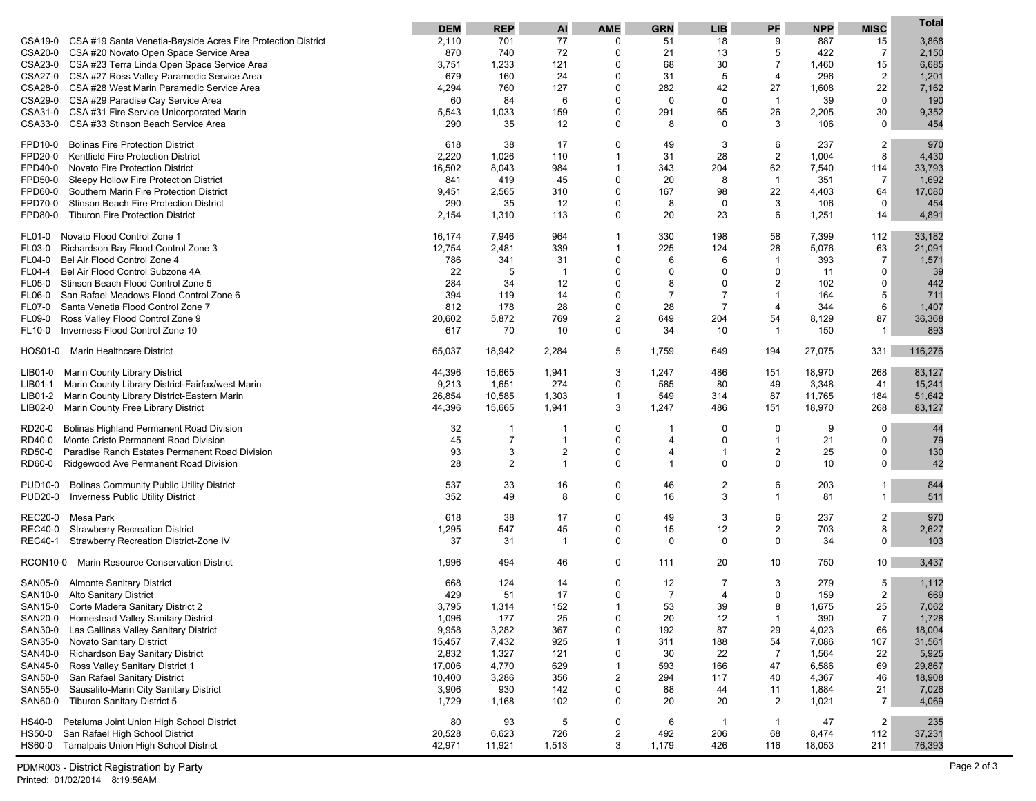| | | DEM | REP | AI | AME | GRN | LIB | PF | NPP | MISC | Total |
|---|---|---|---|---|---|---|---|---|---|---|---|
| CSA19-0 | CSA #19 Santa Venetia-Bayside Acres Fire Protection District | 2,110 | 701 | 77 | 0 | 51 | 18 | 9 | 887 | 15 | 3,868 |
| CSA20-0 | CSA #20 Novato Open Space Service Area | 870 | 740 | 72 | 0 | 21 | 13 | 5 | 422 | 7 | 2,150 |
| CSA23-0 | CSA #23 Terra Linda Open Space Service Area | 3,751 | 1,233 | 121 | 0 | 68 | 30 | 7 | 1,460 | 15 | 6,685 |
| CSA27-0 | CSA #27 Ross Valley Paramedic Service Area | 679 | 160 | 24 | 0 | 31 | 5 | 4 | 296 | 2 | 1,201 |
| CSA28-0 | CSA #28 West Marin Paramedic Service Area | 4,294 | 760 | 127 | 0 | 282 | 42 | 27 | 1,608 | 22 | 7,162 |
| CSA29-0 | CSA #29 Paradise Cay Service Area | 60 | 84 | 6 | 0 | 0 | 0 | 1 | 39 | 0 | 190 |
| CSA31-0 | CSA #31 Fire Service Unicorporated Marin | 5,543 | 1,033 | 159 | 0 | 291 | 65 | 26 | 2,205 | 30 | 9,352 |
| CSA33-0 | CSA #33 Stinson Beach Service Area | 290 | 35 | 12 | 0 | 8 | 0 | 3 | 106 | 0 | 454 |
| FPD10-0 | Bolinas Fire Protection District | 618 | 38 | 17 | 0 | 49 | 3 | 6 | 237 | 2 | 970 |
| FPD20-0 | Kentfield Fire Protection District | 2,220 | 1,026 | 110 | 1 | 31 | 28 | 2 | 1,004 | 8 | 4,430 |
| FPD40-0 | Novato Fire Protection District | 16,502 | 8,043 | 984 | 1 | 343 | 204 | 62 | 7,540 | 114 | 33,793 |
| FPD50-0 | Sleepy Hollow Fire Protection District | 841 | 419 | 45 | 0 | 20 | 8 | 1 | 351 | 7 | 1,692 |
| FPD60-0 | Southern Marin Fire Protection District | 9,451 | 2,565 | 310 | 0 | 167 | 98 | 22 | 4,403 | 64 | 17,080 |
| FPD70-0 | Stinson Beach Fire Protection District | 290 | 35 | 12 | 0 | 8 | 0 | 3 | 106 | 0 | 454 |
| FPD80-0 | Tiburon Fire Protection District | 2,154 | 1,310 | 113 | 0 | 20 | 23 | 6 | 1,251 | 14 | 4,891 |
| FL01-0 | Novato Flood Control Zone 1 | 16,174 | 7,946 | 964 | 1 | 330 | 198 | 58 | 7,399 | 112 | 33,182 |
| FL03-0 | Richardson Bay Flood Control Zone 3 | 12,754 | 2,481 | 339 | 1 | 225 | 124 | 28 | 5,076 | 63 | 21,091 |
| FL04-0 | Bel Air Flood Control Zone 4 | 786 | 341 | 31 | 0 | 6 | 6 | 1 | 393 | 7 | 1,571 |
| FL04-4 | Bel Air Flood Control Subzone 4A | 22 | 5 | 1 | 0 | 0 | 0 | 0 | 11 | 0 | 39 |
| FL05-0 | Stinson Beach Flood Control Zone 5 | 284 | 34 | 12 | 0 | 8 | 0 | 2 | 102 | 0 | 442 |
| FL06-0 | San Rafael Meadows Flood Control Zone 6 | 394 | 119 | 14 | 0 | 7 | 7 | 1 | 164 | 5 | 711 |
| FL07-0 | Santa Venetia Flood Control Zone 7 | 812 | 178 | 28 | 0 | 28 | 7 | 4 | 344 | 6 | 1,407 |
| FL09-0 | Ross Valley Flood Control Zone 9 | 20,602 | 5,872 | 769 | 2 | 649 | 204 | 54 | 8,129 | 87 | 36,368 |
| FL10-0 | Inverness Flood Control Zone 10 | 617 | 70 | 10 | 0 | 34 | 10 | 1 | 150 | 1 | 893 |
| HOS01-0 | Marin Healthcare District | 65,037 | 18,942 | 2,284 | 5 | 1,759 | 649 | 194 | 27,075 | 331 | 116,276 |
| LIB01-0 | Marin County Library District | 44,396 | 15,665 | 1,941 | 3 | 1,247 | 486 | 151 | 18,970 | 268 | 83,127 |
| LIB01-1 | Marin County Library District-Fairfax/west Marin | 9,213 | 1,651 | 274 | 0 | 585 | 80 | 49 | 3,348 | 41 | 15,241 |
| LIB01-2 | Marin County Library District-Eastern Marin | 26,854 | 10,585 | 1,303 | 1 | 549 | 314 | 87 | 11,765 | 184 | 51,642 |
| LIB02-0 | Marin County Free Library District | 44,396 | 15,665 | 1,941 | 3 | 1,247 | 486 | 151 | 18,970 | 268 | 83,127 |
| RD20-0 | Bolinas Highland Permanent Road Division | 32 | 1 | 1 | 0 | 1 | 0 | 0 | 9 | 0 | 44 |
| RD40-0 | Monte Cristo Permanent Road Division | 45 | 7 | 1 | 0 | 4 | 0 | 1 | 21 | 0 | 79 |
| RD50-0 | Paradise Ranch Estates Permanent Road Division | 93 | 3 | 2 | 0 | 4 | 1 | 2 | 25 | 0 | 130 |
| RD60-0 | Ridgewood Ave Permanent Road Division | 28 | 2 | 1 | 0 | 1 | 0 | 0 | 10 | 0 | 42 |
| PUD10-0 | Bolinas Community Public Utility District | 537 | 33 | 16 | 0 | 46 | 2 | 6 | 203 | 1 | 844 |
| PUD20-0 | Inverness Public Utility District | 352 | 49 | 8 | 0 | 16 | 3 | 1 | 81 | 1 | 511 |
| REC20-0 | Mesa Park | 618 | 38 | 17 | 0 | 49 | 3 | 6 | 237 | 2 | 970 |
| REC40-0 | Strawberry Recreation District | 1,295 | 547 | 45 | 0 | 15 | 12 | 2 | 703 | 8 | 2,627 |
| REC40-1 | Strawberry Recreation District-Zone IV | 37 | 31 | 1 | 0 | 0 | 0 | 0 | 34 | 0 | 103 |
| RCON10-0 | Marin Resource Conservation District | 1,996 | 494 | 46 | 0 | 111 | 20 | 10 | 750 | 10 | 3,437 |
| SAN05-0 | Almonte Sanitary District | 668 | 124 | 14 | 0 | 12 | 7 | 3 | 279 | 5 | 1,112 |
| SAN10-0 | Alto Sanitary District | 429 | 51 | 17 | 0 | 7 | 4 | 0 | 159 | 2 | 669 |
| SAN15-0 | Corte Madera Sanitary District 2 | 3,795 | 1,314 | 152 | 1 | 53 | 39 | 8 | 1,675 | 25 | 7,062 |
| SAN20-0 | Homestead Valley Sanitary District | 1,096 | 177 | 25 | 0 | 20 | 12 | 1 | 390 | 7 | 1,728 |
| SAN30-0 | Las Gallinas Valley Sanitary District | 9,958 | 3,282 | 367 | 0 | 192 | 87 | 29 | 4,023 | 66 | 18,004 |
| SAN35-0 | Novato Sanitary District | 15,457 | 7,432 | 925 | 1 | 311 | 188 | 54 | 7,086 | 107 | 31,561 |
| SAN40-0 | Richardson Bay Sanitary District | 2,832 | 1,327 | 121 | 0 | 30 | 22 | 7 | 1,564 | 22 | 5,925 |
| SAN45-0 | Ross Valley Sanitary District 1 | 17,006 | 4,770 | 629 | 1 | 593 | 166 | 47 | 6,586 | 69 | 29,867 |
| SAN50-0 | San Rafael Sanitary District | 10,400 | 3,286 | 356 | 2 | 294 | 117 | 40 | 4,367 | 46 | 18,908 |
| SAN55-0 | Sausalito-Marin City Sanitary District | 3,906 | 930 | 142 | 0 | 88 | 44 | 11 | 1,884 | 21 | 7,026 |
| SAN60-0 | Tiburon Sanitary District 5 | 1,729 | 1,168 | 102 | 0 | 20 | 20 | 2 | 1,021 | 7 | 4,069 |
| HS40-0 | Petaluma Joint Union High School District | 80 | 93 | 5 | 0 | 6 | 1 | 1 | 47 | 2 | 235 |
| HS50-0 | San Rafael High School District | 20,528 | 6,623 | 726 | 2 | 492 | 206 | 68 | 8,474 | 112 | 37,231 |
| HS60-0 | Tamalpais Union High School District | 42,971 | 11,921 | 1,513 | 3 | 1,179 | 426 | 116 | 18,053 | 211 | 76,393 |

PDMR003 - District Registration by Party
Printed: 01/02/2014 8:19:56AM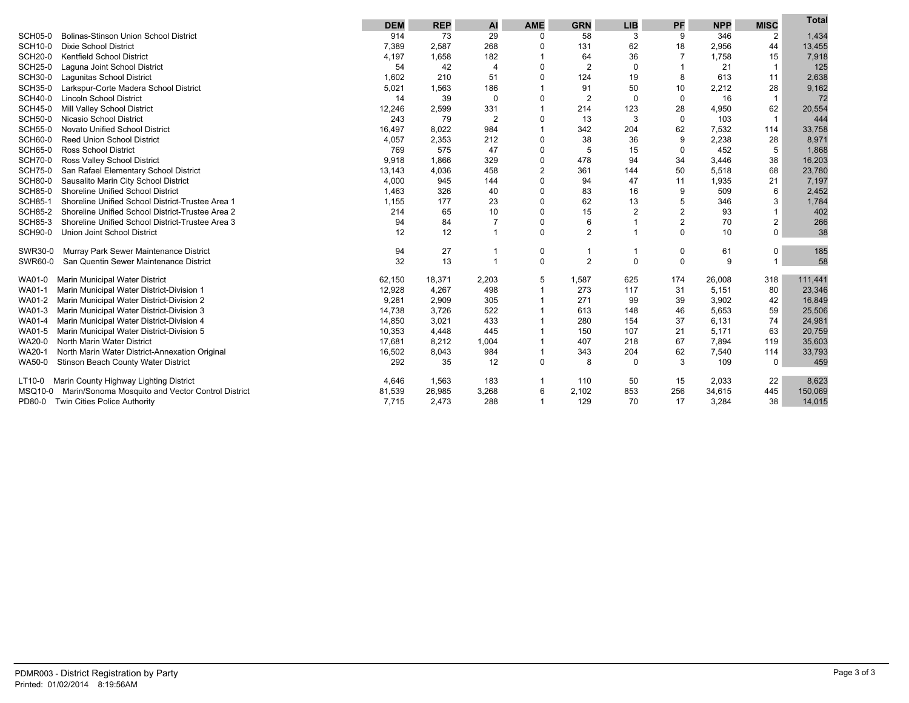| | | DEM | REP | AI | AME | GRN | LIB | PF | NPP | MISC | Total |
|---|---|---|---|---|---|---|---|---|---|---|---|
| SCH05-0 | Bolinas-Stinson Union School District | 914 | 73 | 29 | 0 | 58 | 3 | 9 | 346 | 2 | 1,434 |
| SCH10-0 | Dixie School District | 7,389 | 2,587 | 268 | 0 | 131 | 62 | 18 | 2,956 | 44 | 13,455 |
| SCH20-0 | Kentfield School District | 4,197 | 1,658 | 182 | 1 | 64 | 36 | 7 | 1,758 | 15 | 7,918 |
| SCH25-0 | Laguna Joint School District | 54 | 42 | 4 | 0 | 2 | 0 | 1 | 21 | 1 | 125 |
| SCH30-0 | Lagunitas School District | 1,602 | 210 | 51 | 0 | 124 | 19 | 8 | 613 | 11 | 2,638 |
| SCH35-0 | Larkspur-Corte Madera School District | 5,021 | 1,563 | 186 | 1 | 91 | 50 | 10 | 2,212 | 28 | 9,162 |
| SCH40-0 | Lincoln School District | 14 | 39 | 0 | 0 | 2 | 0 | 0 | 16 | 1 | 72 |
| SCH45-0 | Mill Valley School District | 12,246 | 2,599 | 331 | 1 | 214 | 123 | 28 | 4,950 | 62 | 20,554 |
| SCH50-0 | Nicasio School District | 243 | 79 | 2 | 0 | 13 | 3 | 0 | 103 | 1 | 444 |
| SCH55-0 | Novato Unified School District | 16,497 | 8,022 | 984 | 1 | 342 | 204 | 62 | 7,532 | 114 | 33,758 |
| SCH60-0 | Reed Union School District | 4,057 | 2,353 | 212 | 0 | 38 | 36 | 9 | 2,238 | 28 | 8,971 |
| SCH65-0 | Ross School District | 769 | 575 | 47 | 0 | 5 | 15 | 0 | 452 | 5 | 1,868 |
| SCH70-0 | Ross Valley School District | 9,918 | 1,866 | 329 | 0 | 478 | 94 | 34 | 3,446 | 38 | 16,203 |
| SCH75-0 | San Rafael Elementary School District | 13,143 | 4,036 | 458 | 2 | 361 | 144 | 50 | 5,518 | 68 | 23,780 |
| SCH80-0 | Sausalito Marin City School District | 4,000 | 945 | 144 | 0 | 94 | 47 | 11 | 1,935 | 21 | 7,197 |
| SCH85-0 | Shoreline Unified School District | 1,463 | 326 | 40 | 0 | 83 | 16 | 9 | 509 | 6 | 2,452 |
| SCH85-1 | Shoreline Unified School District-Trustee Area 1 | 1,155 | 177 | 23 | 0 | 62 | 13 | 5 | 346 | 3 | 1,784 |
| SCH85-2 | Shoreline Unified School District-Trustee Area 2 | 214 | 65 | 10 | 0 | 15 | 2 | 2 | 93 | 1 | 402 |
| SCH85-3 | Shoreline Unified School District-Trustee Area 3 | 94 | 84 | 7 | 0 | 6 | 1 | 2 | 70 | 2 | 266 |
| SCH90-0 | Union Joint School District | 12 | 12 | 1 | 0 | 2 | 1 | 0 | 10 | 0 | 38 |
| SWR30-0 | Murray Park Sewer Maintenance District | 94 | 27 | 1 | 0 | 1 | 1 | 0 | 61 | 0 | 185 |
| SWR60-0 | San Quentin Sewer Maintenance District | 32 | 13 | 1 | 0 | 2 | 0 | 0 | 9 | 1 | 58 |
| WA01-0 | Marin Municipal Water District | 62,150 | 18,371 | 2,203 | 5 | 1,587 | 625 | 174 | 26,008 | 318 | 111,441 |
| WA01-1 | Marin Municipal Water District-Division 1 | 12,928 | 4,267 | 498 | 1 | 273 | 117 | 31 | 5,151 | 80 | 23,346 |
| WA01-2 | Marin Municipal Water District-Division 2 | 9,281 | 2,909 | 305 | 1 | 271 | 99 | 39 | 3,902 | 42 | 16,849 |
| WA01-3 | Marin Municipal Water District-Division 3 | 14,738 | 3,726 | 522 | 1 | 613 | 148 | 46 | 5,653 | 59 | 25,506 |
| WA01-4 | Marin Municipal Water District-Division 4 | 14,850 | 3,021 | 433 | 1 | 280 | 154 | 37 | 6,131 | 74 | 24,981 |
| WA01-5 | Marin Municipal Water District-Division 5 | 10,353 | 4,448 | 445 | 1 | 150 | 107 | 21 | 5,171 | 63 | 20,759 |
| WA20-0 | North Marin Water District | 17,681 | 8,212 | 1,004 | 1 | 407 | 218 | 67 | 7,894 | 119 | 35,603 |
| WA20-1 | North Marin Water District-Annexation Original | 16,502 | 8,043 | 984 | 1 | 343 | 204 | 62 | 7,540 | 114 | 33,793 |
| WA50-0 | Stinson Beach County Water District | 292 | 35 | 12 | 0 | 8 | 0 | 3 | 109 | 0 | 459 |
| LT10-0 | Marin County Highway Lighting District | 4,646 | 1,563 | 183 | 1 | 110 | 50 | 15 | 2,033 | 22 | 8,623 |
| MSQ10-0 | Marin/Sonoma Mosquito and Vector Control District | 81,539 | 26,985 | 3,268 | 6 | 2,102 | 853 | 256 | 34,615 | 445 | 150,069 |
| PD80-0 | Twin Cities Police Authority | 7,715 | 2,473 | 288 | 1 | 129 | 70 | 17 | 3,284 | 38 | 14,015 |

PDMR003 - District Registration by Party
Printed: 01/02/2014 8:19:56AM